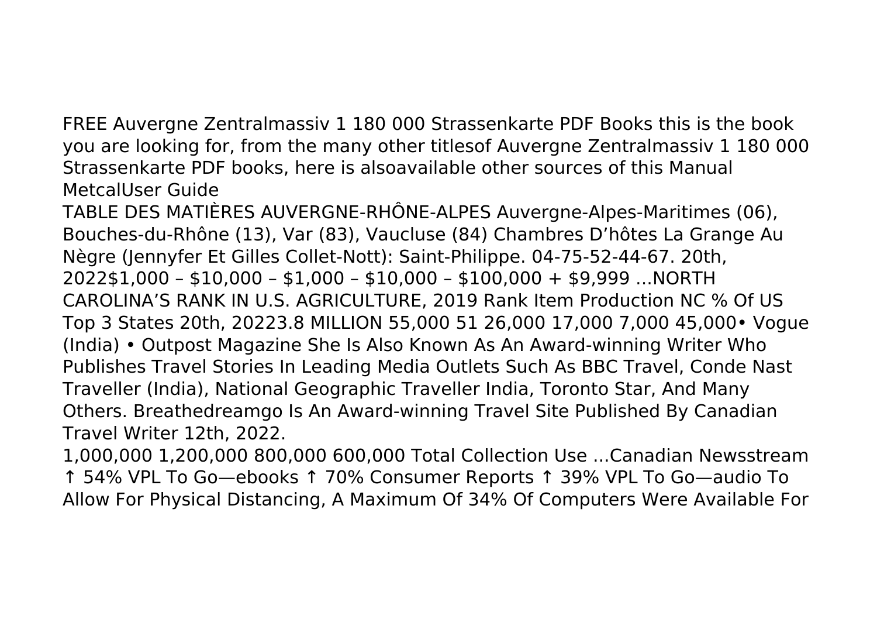FREE Auvergne Zentralmassiv 1 180 000 Strassenkarte PDF Books this is the book you are looking for, from the many other titlesof Auvergne Zentralmassiv 1 180 000 Strassenkarte PDF books, here is alsoavailable other sources of this Manual MetcalUser Guide

TABLE DES MATIÈRES AUVERGNE-RHÔNE-ALPES Auvergne-Alpes-Maritimes (06), Bouches-du-Rhône (13), Var (83), Vaucluse (84) Chambres D'hôtes La Grange Au Nègre (Jennyfer Et Gilles Collet-Nott): Saint-Philippe. 04-75-52-44-67. 20th, 2022$1,000 – $10,000 – $1,000 – $10,000 – $100,000 + $9,999 ...NORTH CAROLINA'S RANK IN U.S. AGRICULTURE, 2019 Rank Item Production NC % Of US Top 3 States 20th, 20223.8 MILLION 55,000 51 26,000 17,000 7,000 45,000• Vogue (India) • Outpost Magazine She Is Also Known As An Award-winning Writer Who Publishes Travel Stories In Leading Media Outlets Such As BBC Travel, Conde Nast Traveller (India), National Geographic Traveller India, Toronto Star, And Many Others. Breathedreamgo Is An Award-winning Travel Site Published By Canadian Travel Writer 12th, 2022.

1,000,000 1,200,000 800,000 600,000 Total Collection Use ...Canadian Newsstream ↑ 54% VPL To Go—ebooks ↑ 70% Consumer Reports ↑ 39% VPL To Go—audio To Allow For Physical Distancing, A Maximum Of 34% Of Computers Were Available For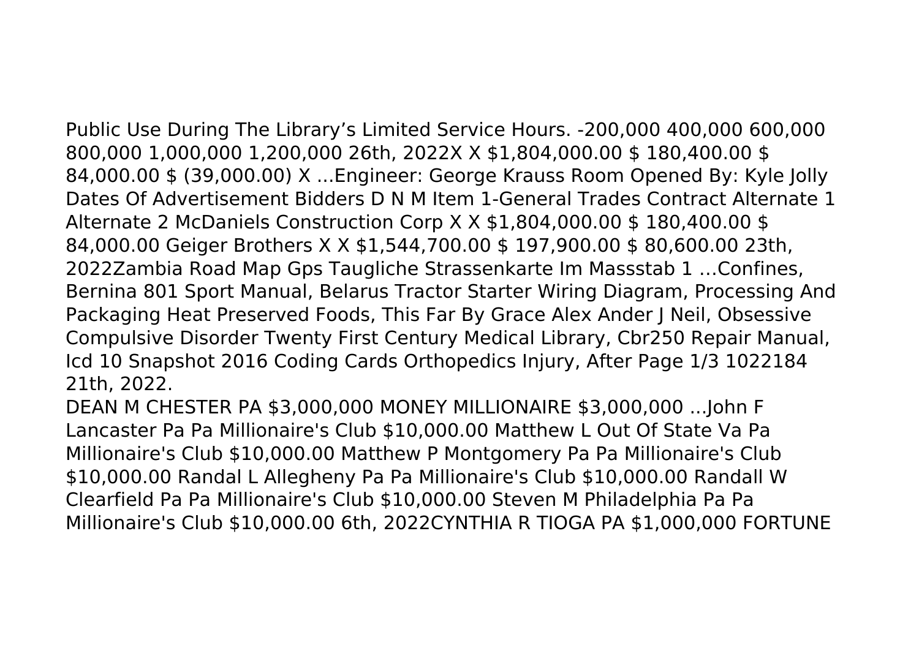Public Use During The Library's Limited Service Hours. -200,000 400,000 600,000 800,000 1,000,000 1,200,000 26th, 2022X X $1,804,000.00 $ 180,400.00 $ 84,000.00 $ (39,000.00) X ...Engineer: George Krauss Room Opened By: Kyle Jolly Dates Of Advertisement Bidders D N M Item 1-General Trades Contract Alternate 1 Alternate 2 McDaniels Construction Corp X X $1,804,000.00 $ 180,400.00 $ 84,000.00 Geiger Brothers X X $1,544,700.00 $ 197,900.00 $ 80,600.00 23th, 2022Zambia Road Map Gps Taugliche Strassenkarte Im Massstab 1 …Confines, Bernina 801 Sport Manual, Belarus Tractor Starter Wiring Diagram, Processing And Packaging Heat Preserved Foods, This Far By Grace Alex Ander J Neil, Obsessive Compulsive Disorder Twenty First Century Medical Library, Cbr250 Repair Manual, Icd 10 Snapshot 2016 Coding Cards Orthopedics Injury, After Page 1/3 1022184 21th, 2022.

DEAN M CHESTER PA $3,000,000 MONEY MILLIONAIRE $3,000,000 ...John F Lancaster Pa Pa Millionaire's Club $10,000.00 Matthew L Out Of State Va Pa Millionaire's Club $10,000.00 Matthew P Montgomery Pa Pa Millionaire's Club $10,000.00 Randal L Allegheny Pa Pa Millionaire's Club $10,000.00 Randall W Clearfield Pa Pa Millionaire's Club $10,000.00 Steven M Philadelphia Pa Pa Millionaire's Club $10,000.00 6th, 2022CYNTHIA R TIOGA PA $1,000,000 FORTUNE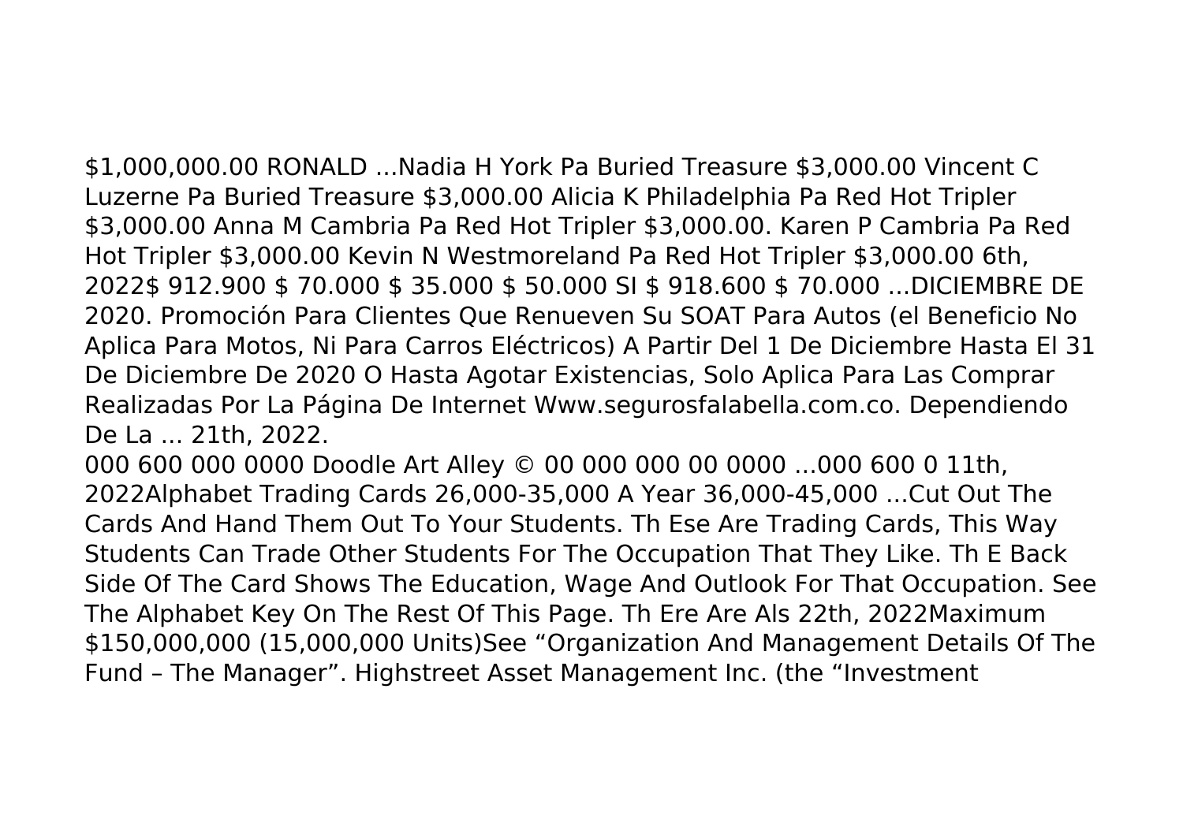$1,000,000.00 RONALD ...Nadia H York Pa Buried Treasure $3,000.00 Vincent C Luzerne Pa Buried Treasure $3,000.00 Alicia K Philadelphia Pa Red Hot Tripler $3,000.00 Anna M Cambria Pa Red Hot Tripler $3,000.00. Karen P Cambria Pa Red Hot Tripler $3,000.00 Kevin N Westmoreland Pa Red Hot Tripler $3,000.00 6th, 2022$ 912.900 $ 70.000 $ 35.000 $ 50.000 SI $ 918.600 $ 70.000 ...DICIEMBRE DE 2020. Promoción Para Clientes Que Renueven Su SOAT Para Autos (el Beneficio No Aplica Para Motos, Ni Para Carros Eléctricos) A Partir Del 1 De Diciembre Hasta El 31 De Diciembre De 2020 O Hasta Agotar Existencias, Solo Aplica Para Las Comprar Realizadas Por La Página De Internet Www.segurosfalabella.com.co. Dependiendo De La ... 21th, 2022.

000 600 000 0000 Doodle Art Alley © 00 000 000 00 0000 ...000 600 0 11th, 2022Alphabet Trading Cards 26,000-35,000 A Year 36,000-45,000 ...Cut Out The Cards And Hand Them Out To Your Students. Th Ese Are Trading Cards, This Way Students Can Trade Other Students For The Occupation That They Like. Th E Back Side Of The Card Shows The Education, Wage And Outlook For That Occupation. See The Alphabet Key On The Rest Of This Page. Th Ere Are Als 22th, 2022Maximum $150,000,000 (15,000,000 Units)See "Organization And Management Details Of The Fund – The Manager". Highstreet Asset Management Inc. (the "Investment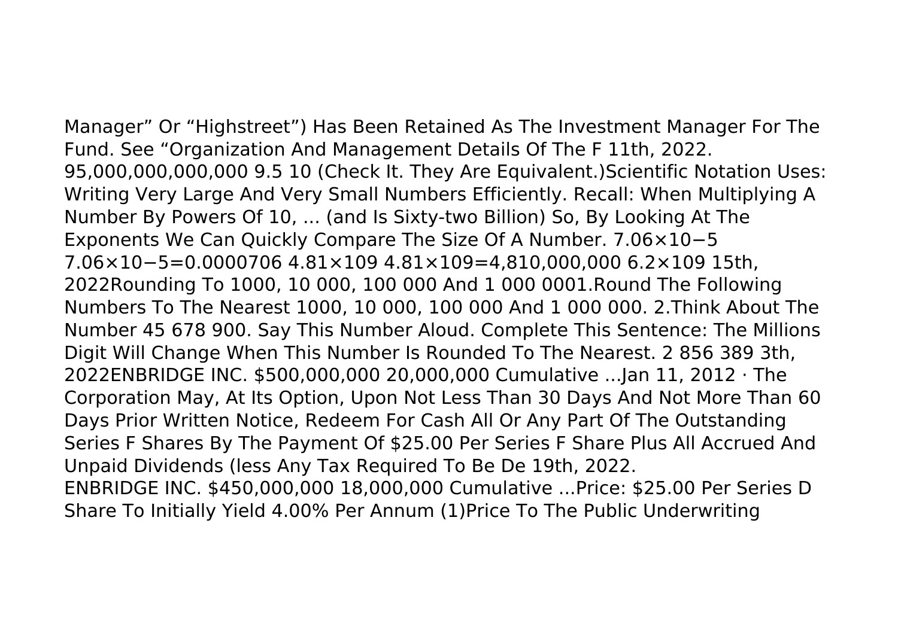Manager" Or "Highstreet") Has Been Retained As The Investment Manager For The Fund. See "Organization And Management Details Of The F 11th, 2022.
95,000,000,000,000 9.5 10 (Check It. They Are Equivalent.)Scientific Notation Uses: Writing Very Large And Very Small Numbers Efficiently. Recall: When Multiplying A Number By Powers Of 10, ... (and Is Sixty-two Billion) So, By Looking At The Exponents We Can Quickly Compare The Size Of A Number. $7.06\times10^{-5}$ $7.06\times10^{-5}=0.0000706$ $4.81\times10^{9}$ $4.81\times10^{9}=4{,}810{,}000{,}000$ $6.2\times10^{9}$ 15th, 2022Rounding To 1000, 10 000, 100 000 And 1 000 0001.Round The Following Numbers To The Nearest 1000, 10 000, 100 000 And 1 000 000. 2.Think About The Number 45 678 900. Say This Number Aloud. Complete This Sentence: The Millions Digit Will Change When This Number Is Rounded To The Nearest. 2 856 389 3th, 2022ENBRIDGE INC. $500,000,000 20,000,000 Cumulative ...Jan 11, 2012 · The Corporation May, At Its Option, Upon Not Less Than 30 Days And Not More Than 60 Days Prior Written Notice, Redeem For Cash All Or Any Part Of The Outstanding Series F Shares By The Payment Of $25.00 Per Series F Share Plus All Accrued And Unpaid Dividends (less Any Tax Required To Be De 19th, 2022.
ENBRIDGE INC. $450,000,000 18,000,000 Cumulative ...Price: $25.00 Per Series D Share To Initially Yield 4.00% Per Annum (1)Price To The Public Underwriting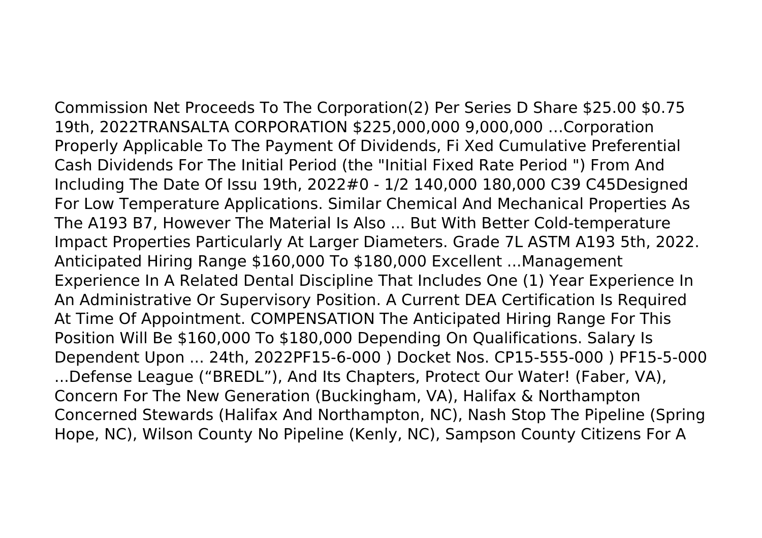Commission Net Proceeds To The Corporation(2) Per Series D Share $25.00 $0.75 19th, 2022TRANSALTA CORPORATION $225,000,000 9,000,000 …Corporation Properly Applicable To The Payment Of Dividends, Fi Xed Cumulative Preferential Cash Dividends For The Initial Period (the "Initial Fixed Rate Period ") From And Including The Date Of Issu 19th, 2022#0 - 1/2 140,000 180,000 C39 C45Designed For Low Temperature Applications. Similar Chemical And Mechanical Properties As The A193 B7, However The Material Is Also ... But With Better Cold-temperature Impact Properties Particularly At Larger Diameters. Grade 7L ASTM A193 5th, 2022. Anticipated Hiring Range $160,000 To $180,000 Excellent ...Management Experience In A Related Dental Discipline That Includes One (1) Year Experience In An Administrative Or Supervisory Position. A Current DEA Certification Is Required At Time Of Appointment. COMPENSATION The Anticipated Hiring Range For This Position Will Be $160,000 To $180,000 Depending On Qualifications. Salary Is Dependent Upon ... 24th, 2022PF15-6-000 ) Docket Nos. CP15-555-000 ) PF15-5-000 ...Defense League ("BREDL"), And Its Chapters, Protect Our Water! (Faber, VA), Concern For The New Generation (Buckingham, VA), Halifax & Northampton Concerned Stewards (Halifax And Northampton, NC), Nash Stop The Pipeline (Spring Hope, NC), Wilson County No Pipeline (Kenly, NC), Sampson County Citizens For A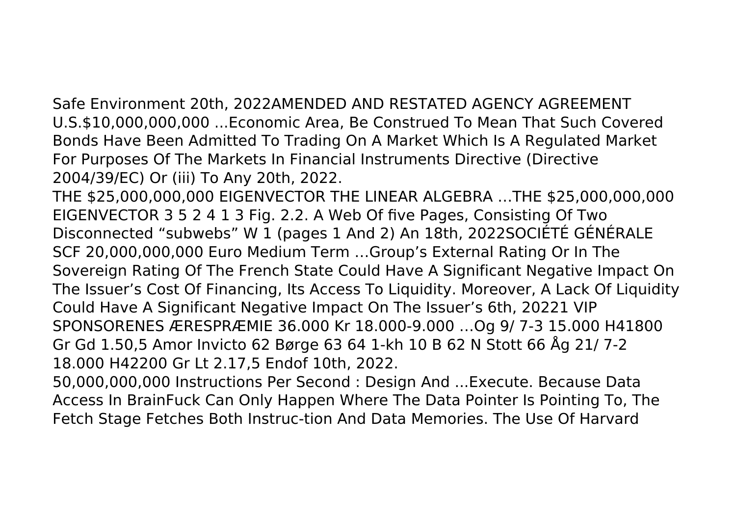Safe Environment 20th, 2022AMENDED AND RESTATED AGENCY AGREEMENT U.S.$10,000,000,000 ...Economic Area, Be Construed To Mean That Such Covered Bonds Have Been Admitted To Trading On A Market Which Is A Regulated Market For Purposes Of The Markets In Financial Instruments Directive (Directive 2004/39/EC) Or (iii) To Any 20th, 2022.

THE $25,000,000,000 EIGENVECTOR THE LINEAR ALGEBRA …THE $25,000,000,000 EIGENVECTOR 3 5 2 4 1 3 Fig. 2.2. A Web Of five Pages, Consisting Of Two Disconnected "subwebs" W 1 (pages 1 And 2) An 18th, 2022SOCIÉTÉ GÉNÉRALE SCF 20,000,000,000 Euro Medium Term …Group's External Rating Or In The Sovereign Rating Of The French State Could Have A Significant Negative Impact On The Issuer's Cost Of Financing, Its Access To Liquidity. Moreover, A Lack Of Liquidity Could Have A Significant Negative Impact On The Issuer's 6th, 20221 VIP SPONSORENES ÆRESPRÆMIE 36.000 Kr 18.000-9.000 …Og 9/ 7-3 15.000 H41800 Gr Gd 1.50,5 Amor Invicto 62 Børge 63 64 1-kh 10 B 62 N Stott 66 Åg 21/ 7-2 18.000 H42200 Gr Lt 2.17,5 Endof 10th, 2022.

50,000,000,000 Instructions Per Second : Design And ...Execute. Because Data Access In BrainFuck Can Only Happen Where The Data Pointer Is Pointing To, The Fetch Stage Fetches Both Instruc-tion And Data Memories. The Use Of Harvard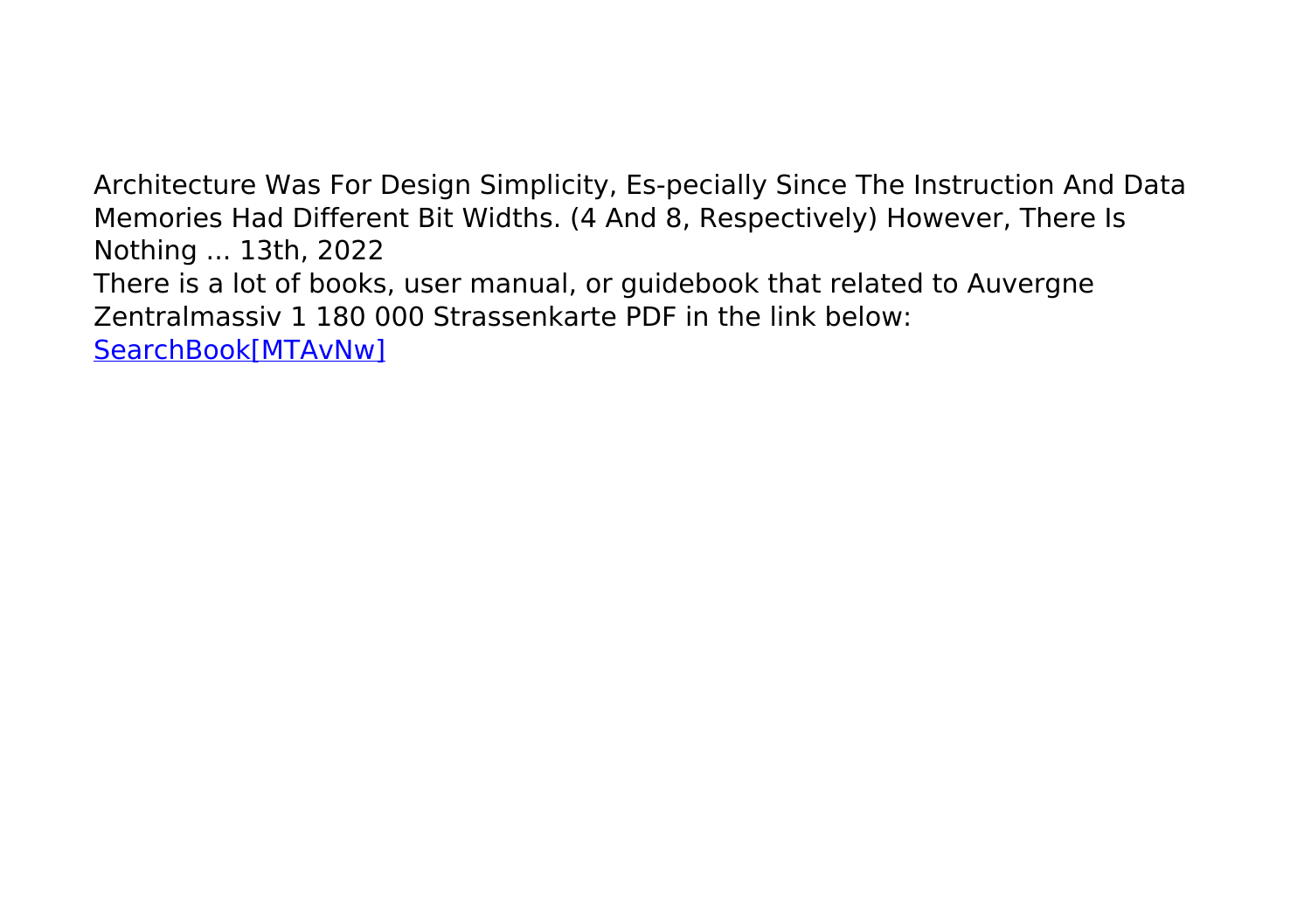Architecture Was For Design Simplicity, Es-pecially Since The Instruction And Data Memories Had Different Bit Widths. (4 And 8, Respectively) However, There Is Nothing ... 13th, 2022

There is a lot of books, user manual, or guidebook that related to Auvergne Zentralmassiv 1 180 000 Strassenkarte PDF in the link below:

SearchBook[MTAvNw]